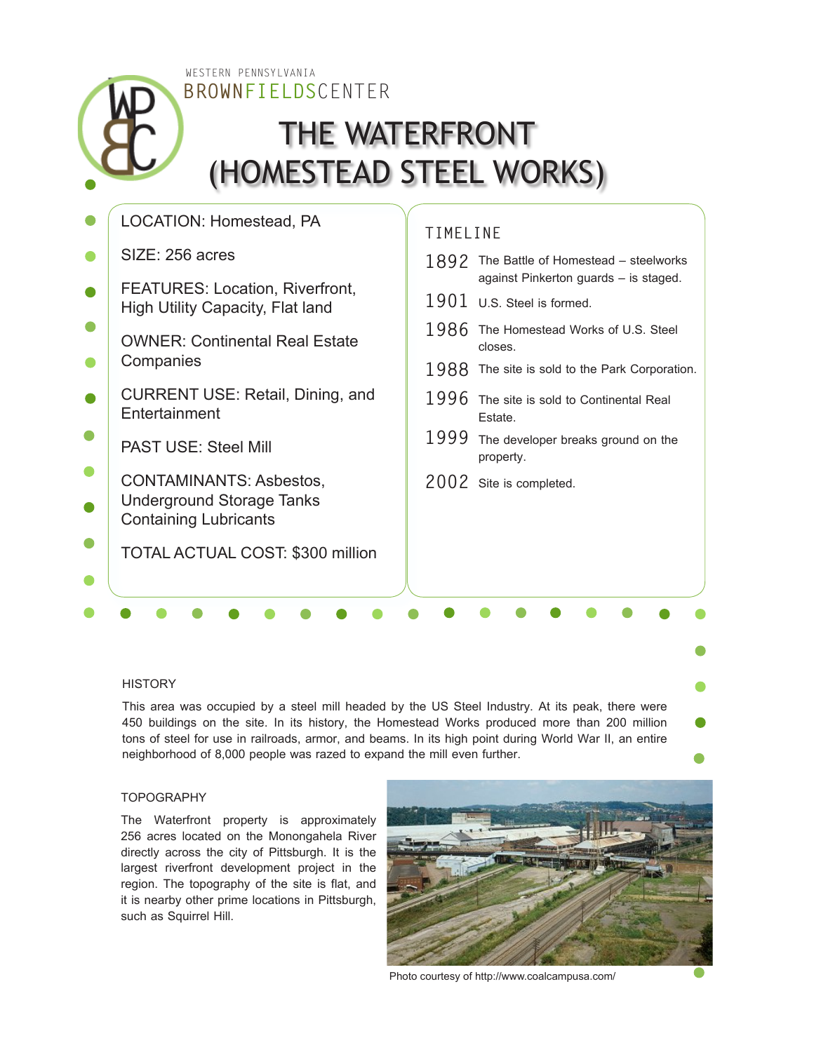WESTERN PENNSYLVANIA

BROWNFIELDSCENTER

# THE WATERFRONT (HOMESTEAD STEEL WORKS)

LOCATION: Homestead, PA

SIZE: 256 acres

FEATURES: Location, Riverfront, High Utility Capacity, Flat land

OWNER: Continental Real Estate Companies

CURRENT USE: Retail, Dining, and Entertainment

PAST USE: Steel Mill

CONTAMINANTS: Asbestos, Underground Storage Tanks Containing Lubricants

TOTAL ACTUAL COST: $300 million

## TIMELINE

**1892** The Battle of Homestead – steelworks against Pinkerton guards – is staged.

**1901** U.S. Steel is formed.

**1986** The Homestead Works of U.S. Steel closes.

**1988** The site is sold to the Park Corporation.

**1996** The site is sold to Continental Real Estate.

**1999** The developer breaks ground on the property.

**2002** Site is completed.

## HISTORY

This area was occupied by a steel mill headed by the US Steel Industry. At its peak, there were 450 buildings on the site. In its history, the Homestead Works produced more than 200 million tons of steel for use in railroads, armor, and beams. In its high point during World War II, an entire neighborhood of 8,000 people was razed to expand the mill even further.

## TOPOGRAPHY

The Waterfront property is approximately 256 acres located on the Monongahela River directly across the city of Pittsburgh. It is the largest riverfront development project in the region. The topography of the site is flat, and it is nearby other prime locations in Pittsburgh, such as Squirrel Hill.

Photo courtesy of http://www.coalcampusa.com/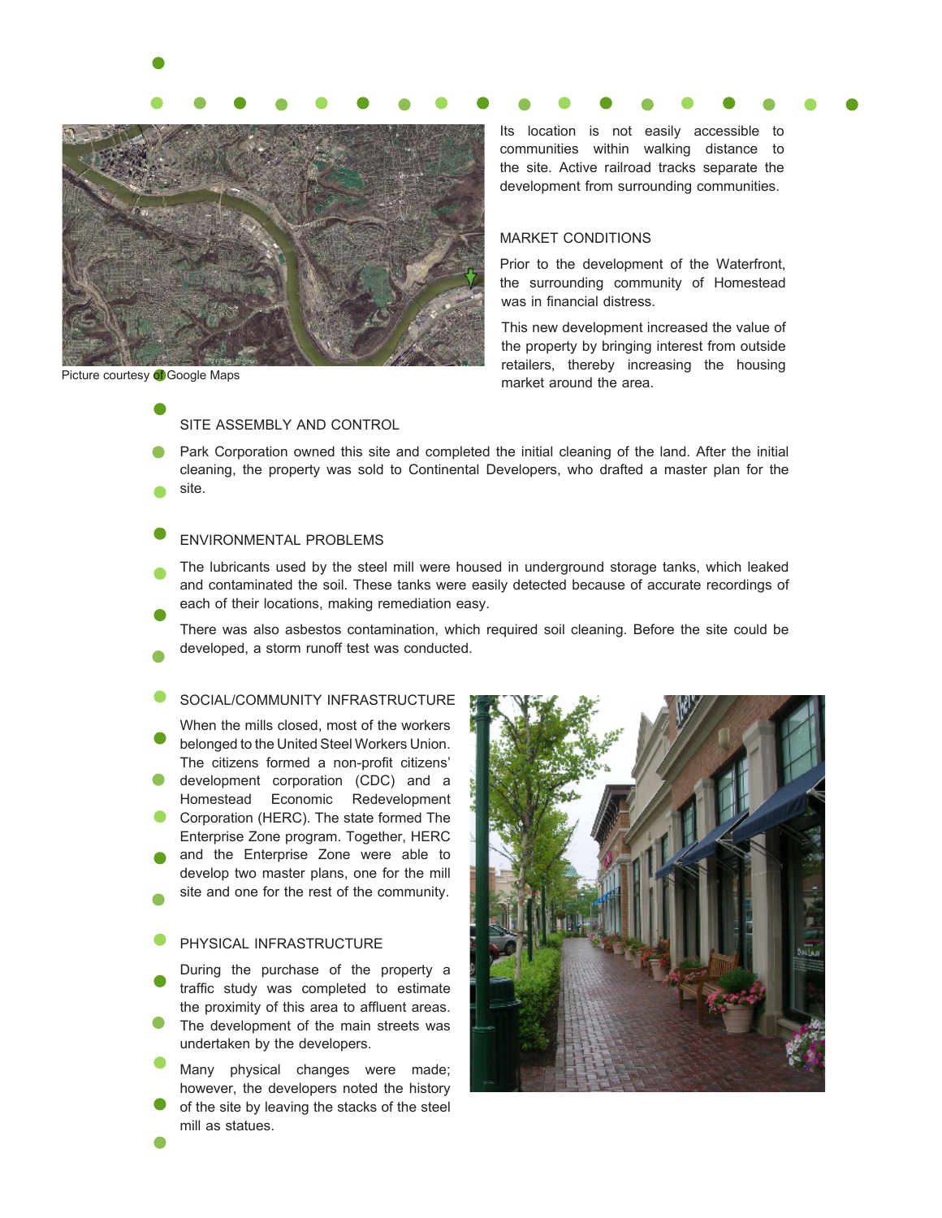Picture courtesy of Google Maps

Its location is not easily accessible to communities within walking distance to the site. Active railroad tracks separate the development from surrounding communities.

## MARKET CONDITIONS

Prior to the development of the Waterfront, the surrounding community of Homestead was in financial distress.

This new development increased the value of the property by bringing interest from outside retailers, thereby increasing the housing market around the area.

## SITE ASSEMBLY AND CONTROL

Park Corporation owned this site and completed the initial cleaning of the land. After the initial cleaning, the property was sold to Continental Developers, who drafted a master plan for the site.

## ENVIRONMENTAL PROBLEMS

The lubricants used by the steel mill were housed in underground storage tanks, which leaked and contaminated the soil. These tanks were easily detected because of accurate recordings of each of their locations, making remediation easy.

There was also asbestos contamination, which required soil cleaning. Before the site could be developed, a storm runoff test was conducted.

## SOCIAL/COMMUNITY INFRASTRUCTURE

When the mills closed, most of the workers belonged to the United Steel Workers Union. The citizens formed a non-profit citizens' development corporation (CDC) and a Homestead Economic Redevelopment Corporation (HERC). The state formed The Enterprise Zone program. Together, HERC and the Enterprise Zone were able to develop two master plans, one for the mill site and one for the rest of the community.

## PHYSICAL INFRASTRUCTURE

During the purchase of the property a traffic study was completed to estimate the proximity of this area to affluent areas. The development of the main streets was undertaken by the developers.

Many physical changes were made; however, the developers noted the history of the site by leaving the stacks of the steel mill as statues.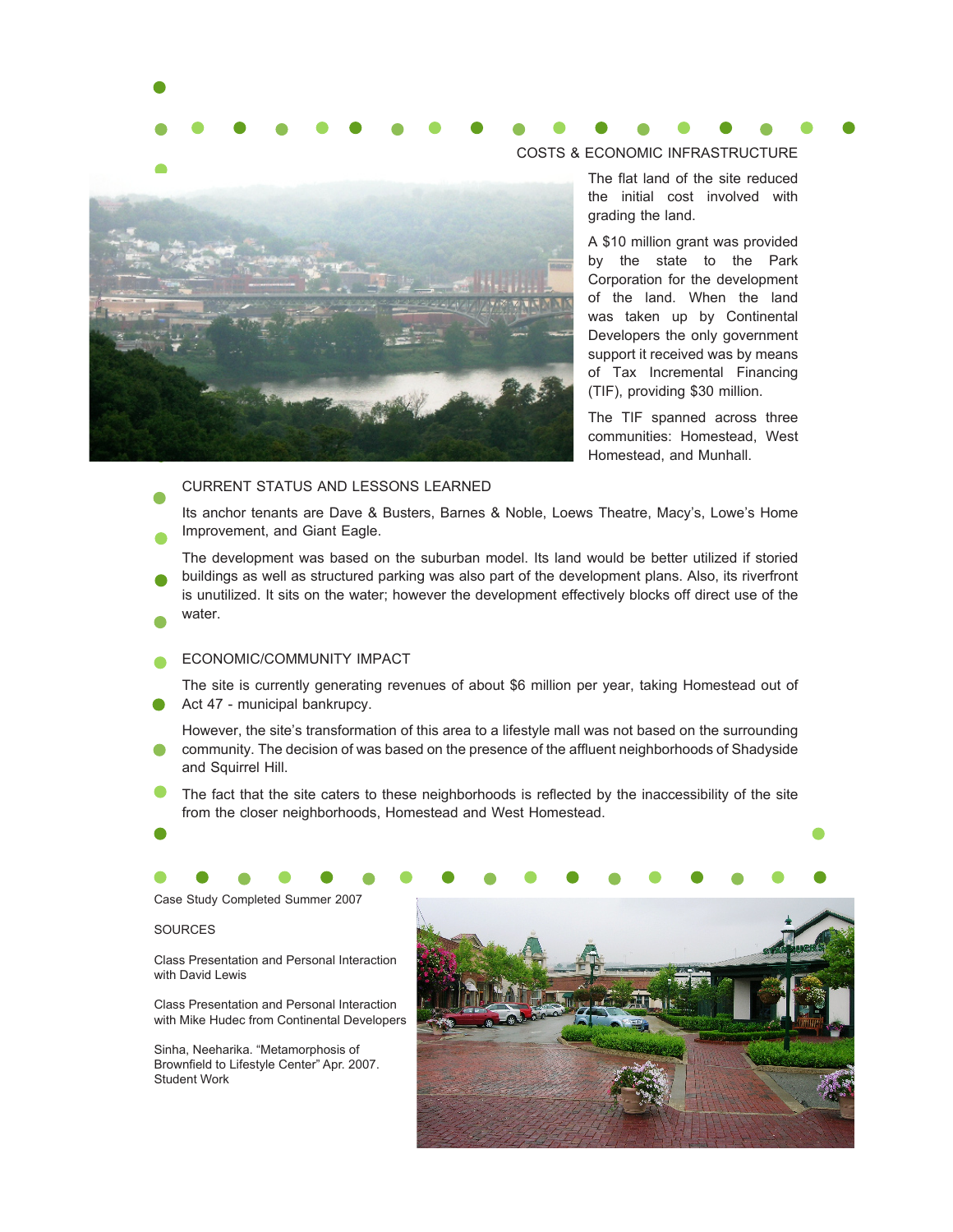## COSTS & ECONOMIC INFRASTRUCTURE

The flat land of the site reduced the initial cost involved with grading the land.

A $10 million grant was provided by the state to the Park Corporation for the development of the land. When the land was taken up by Continental Developers the only government support it received was by means of Tax Incremental Financing (TIF), providing $30 million.

The TIF spanned across three communities: Homestead, West Homestead, and Munhall.

## CURRENT STATUS AND LESSONS LEARNED

Its anchor tenants are Dave & Busters, Barnes & Noble, Loews Theatre, Macy's, Lowe's Home Improvement, and Giant Eagle.

The development was based on the suburban model. Its land would be better utilized if storied buildings as well as structured parking was also part of the development plans. Also, its riverfront is unutilized. It sits on the water; however the development effectively blocks off direct use of the water.

## ECONOMIC/COMMUNITY IMPACT

The site is currently generating revenues of about $6 million per year, taking Homestead out of Act 47 - municipal bankrupcy.

However, the site's transformation of this area to a lifestyle mall was not based on the surrounding community. The decision of was based on the presence of the affluent neighborhoods of Shadyside and Squirrel Hill.

The fact that the site caters to these neighborhoods is reflected by the inaccessibility of the site from the closer neighborhoods, Homestead and West Homestead.

Case Study Completed Summer 2007

SOURCES

Class Presentation and Personal Interaction with David Lewis

Class Presentation and Personal Interaction with Mike Hudec from Continental Developers

Sinha, Neeharika. "Metamorphosis of Brownfield to Lifestyle Center" Apr. 2007. Student Work